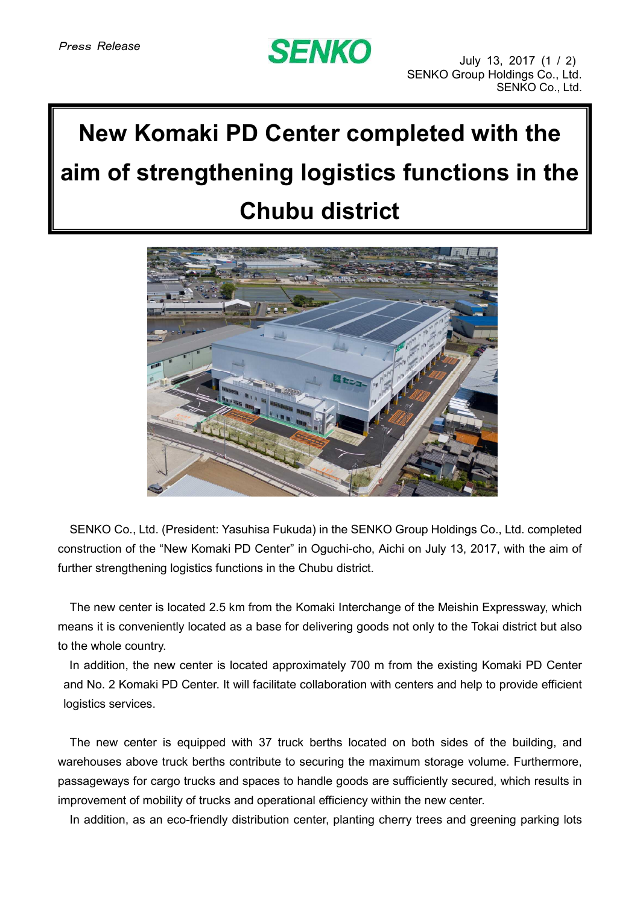*Press Release*

July 13, 2017
SENKO Group Holdings Co., Ltd.
SENKO Co., Ltd.

# New Komaki PD Center completed with the aim of strengthening logistics functions in the Chubu district

SENKO Co., Ltd. (President: Yasuhisa Fukuda) in the SENKO Group Holdings Co., Ltd. completed construction of the “New Komaki PD Center” in Oguchi-cho, Aichi on July 13, 2017, with the aim of further strengthening logistics functions in the Chubu district.

The new center is located 2.5 km from the Komaki Interchange of the Meishin Expressway, which means it is conveniently located as a base for delivering goods not only to the Tokai district but also to the whole country.

In addition, the new center is located approximately 700 m from the existing Komaki PD Center and No. 2 Komaki PD Center. It will facilitate collaboration with centers and help to provide efficient logistics services.

The new center is equipped with 37 truck berths located on both sides of the building, and warehouses above truck berths contribute to securing the maximum storage volume. Furthermore, passageways for cargo trucks and spaces to handle goods are sufficiently secured, which results in improvement of mobility of trucks and operational efficiency within the new center.

In addition, as an eco-friendly distribution center, planting cherry trees and greening parking lots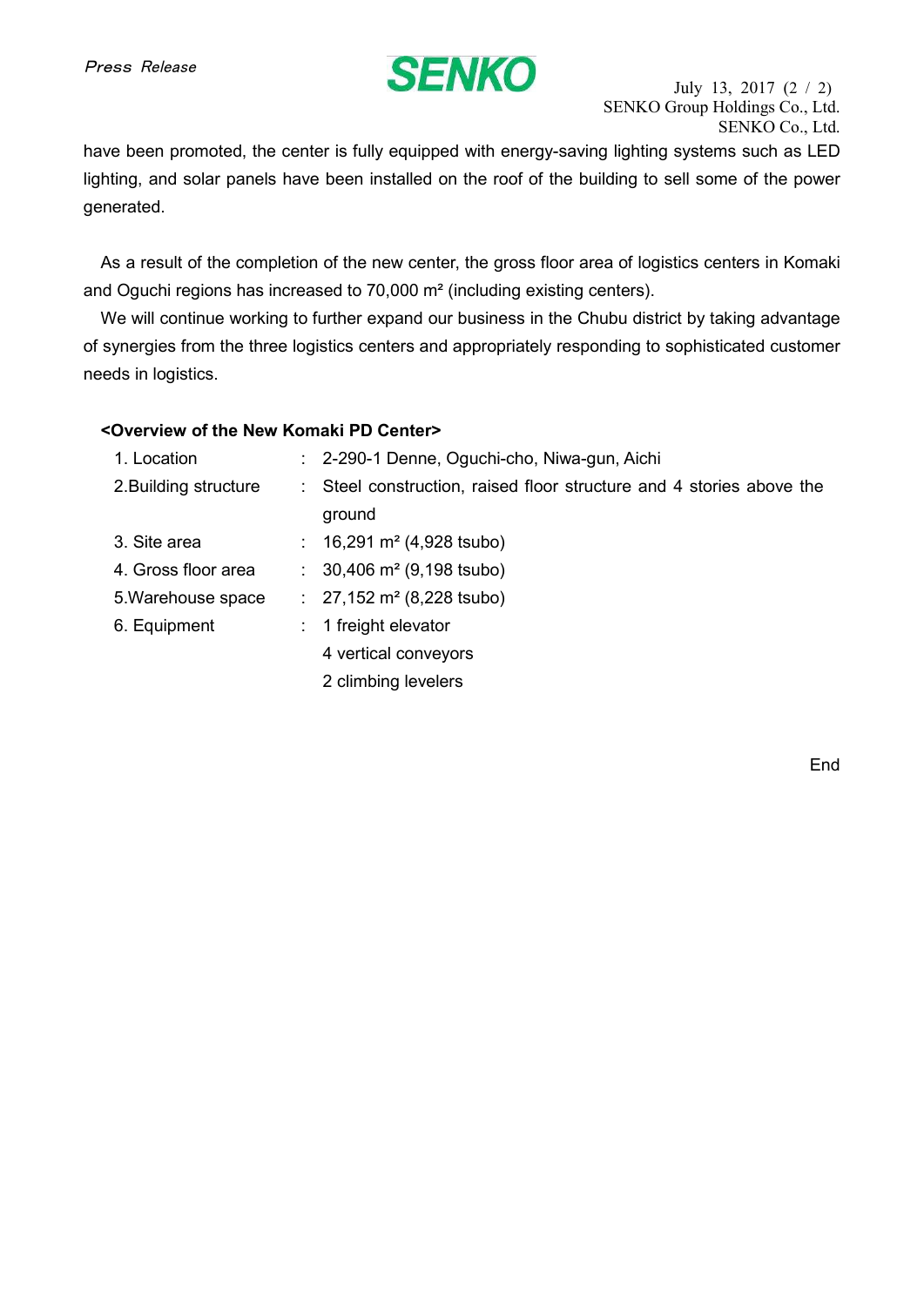have been promoted, the center is fully equipped with energy-saving lighting systems such as LED lighting, and solar panels have been installed on the roof of the building to sell some of the power generated.

As a result of the completion of the new center, the gross floor area of logistics centers in Komaki and Oguchi regions has increased to 70,000 m² (including existing centers).

We will continue working to further expand our business in the Chubu district by taking advantage of synergies from the three logistics centers and appropriately responding to sophisticated customer needs in logistics.

**<Overview of the New Komaki PD Center>**

| | | |
|---|---|---|
| 1. Location | : | 2-290-1 Denne, Oguchi-cho, Niwa-gun, Aichi |
| 2.Building structure | : | Steel construction, raised floor structure and 4 stories above the ground |
| 3. Site area | : | 16,291 m² (4,928 tsubo) |
| 4. Gross floor area | : | 30,406 m² (9,198 tsubo) |
| 5.Warehouse space | : | 27,152 m² (8,228 tsubo) |
| 6. Equipment | : | 1 freight elevator<br>4 vertical conveyors<br>2 climbing levelers |

End